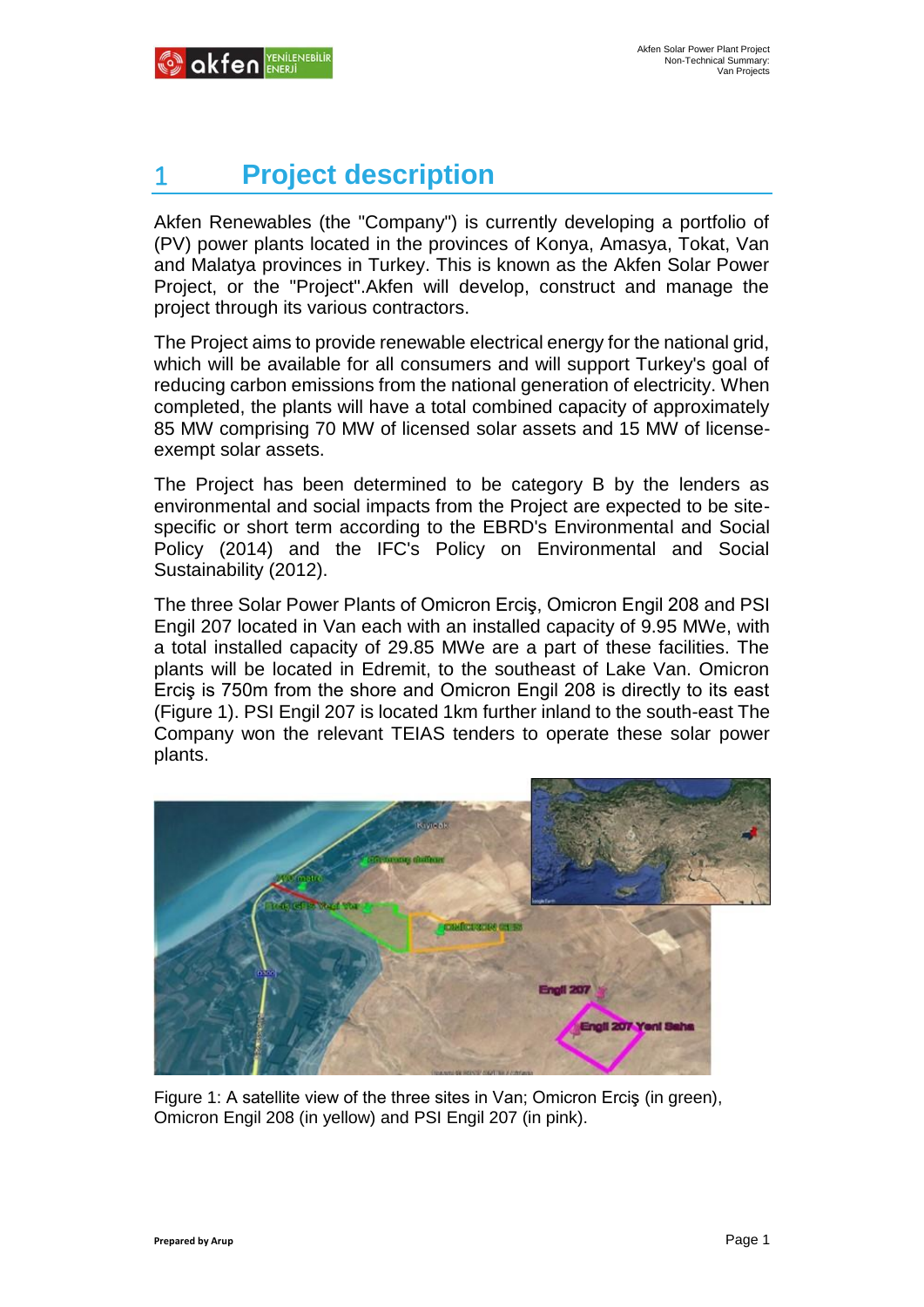# 1 Project description

Akfen Renewables (the "Company") is currently developing a portfolio of (PV) power plants located in the provinces of Konya, Amasya, Tokat, Van and Malatya provinces in Turkey. This is known as the Akfen Solar Power Project, or the "Project".Akfen will develop, construct and manage the project through its various contractors.

The Project aims to provide renewable electrical energy for the national grid, which will be available for all consumers and will support Turkey's goal of reducing carbon emissions from the national generation of electricity. When completed, the plants will have a total combined capacity of approximately 85 MW comprising 70 MW of licensed solar assets and 15 MW of license-exempt solar assets.

The Project has been determined to be category B by the lenders as environmental and social impacts from the Project are expected to be site-specific or short term according to the EBRD's Environmental and Social Policy (2014) and the IFC's Policy on Environmental and Social Sustainability (2012).

The three Solar Power Plants of Omicron Erciş, Omicron Engil 208 and PSI Engil 207 located in Van each with an installed capacity of 9.95 MWe, with a total installed capacity of 29.85 MWe are a part of these facilities. The plants will be located in Edremit, to the southeast of Lake Van. Omicron Erciş is 750m from the shore and Omicron Engil 208 is directly to its east (Figure 1). PSI Engil 207 is located 1km further inland to the south-east The Company won the relevant TEIAS tenders to operate these solar power plants.

Figure 1: A satellite view of the three sites in Van; Omicron Erciş (in green), Omicron Engil 208 (in yellow) and PSI Engil 207 (in pink).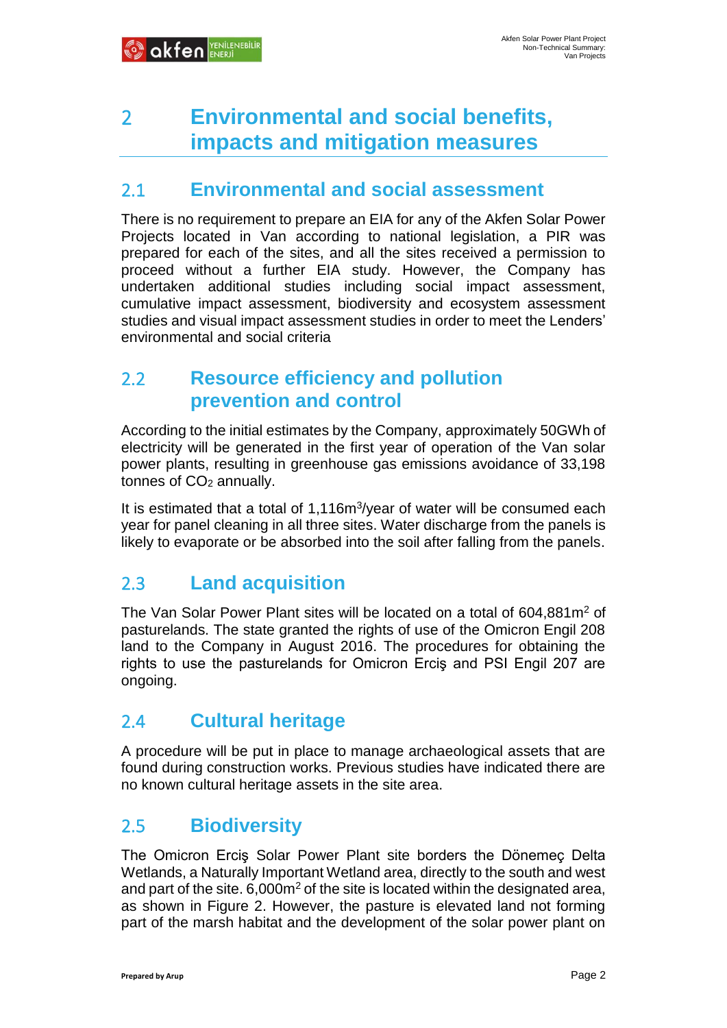# 2 Environmental and social benefits, impacts and mitigation measures

## 2.1 Environmental and social assessment

There is no requirement to prepare an EIA for any of the Akfen Solar Power Projects located in Van according to national legislation, a PIR was prepared for each of the sites, and all the sites received a permission to proceed without a further EIA study. However, the Company has undertaken additional studies including social impact assessment, cumulative impact assessment, biodiversity and ecosystem assessment studies and visual impact assessment studies in order to meet the Lenders' environmental and social criteria

## 2.2 Resource efficiency and pollution prevention and control

According to the initial estimates by the Company, approximately 50GWh of electricity will be generated in the first year of operation of the Van solar power plants, resulting in greenhouse gas emissions avoidance of 33,198 tonnes of $CO_2$ annually.

It is estimated that a total of 1,116$m^3$/year of water will be consumed each year for panel cleaning in all three sites. Water discharge from the panels is likely to evaporate or be absorbed into the soil after falling from the panels.

## 2.3 Land acquisition

The Van Solar Power Plant sites will be located on a total of 604,881$m^2$ of pasturelands. The state granted the rights of use of the Omicron Engil 208 land to the Company in August 2016. The procedures for obtaining the rights to use the pasturelands for Omicron Erciş and PSI Engil 207 are ongoing.

## 2.4 Cultural heritage

A procedure will be put in place to manage archaeological assets that are found during construction works. Previous studies have indicated there are no known cultural heritage assets in the site area.

## 2.5 Biodiversity

The Omicron Erciş Solar Power Plant site borders the Dönemeç Delta Wetlands, a Naturally Important Wetland area, directly to the south and west and part of the site. 6,000$m^2$ of the site is located within the designated area, as shown in Figure 2. However, the pasture is elevated land not forming part of the marsh habitat and the development of the solar power plant on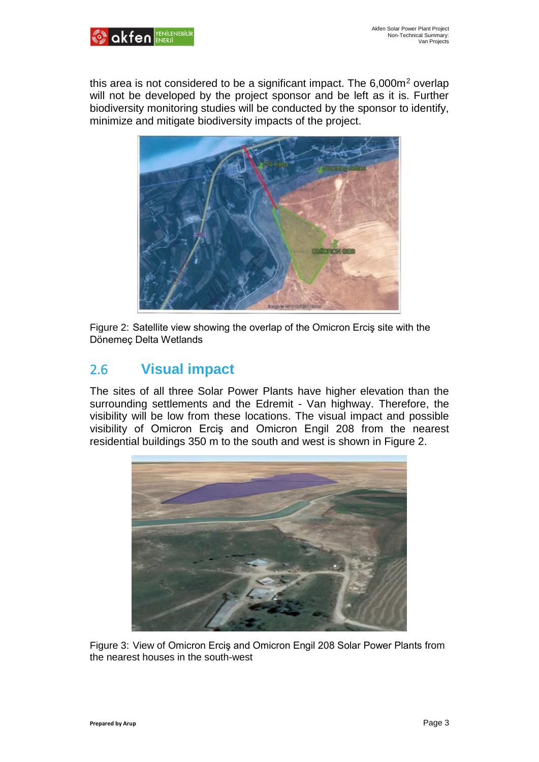this area is not considered to be a significant impact. The 6,000m$^2$ overlap will not be developed by the project sponsor and be left as it is. Further biodiversity monitoring studies will be conducted by the sponsor to identify, minimize and mitigate biodiversity impacts of the project.

Figure 2: Satellite view showing the overlap of the Omicron Erciş site with the Dönemeç Delta Wetlands

## 2.6 Visual impact

The sites of all three Solar Power Plants have higher elevation than the surrounding settlements and the Edremit - Van highway. Therefore, the visibility will be low from these locations. The visual impact and possible visibility of Omicron Erciş and Omicron Engil 208 from the nearest residential buildings 350 m to the south and west is shown in Figure 2.

Figure 3: View of Omicron Erciş and Omicron Engil 208 Solar Power Plants from the nearest houses in the south-west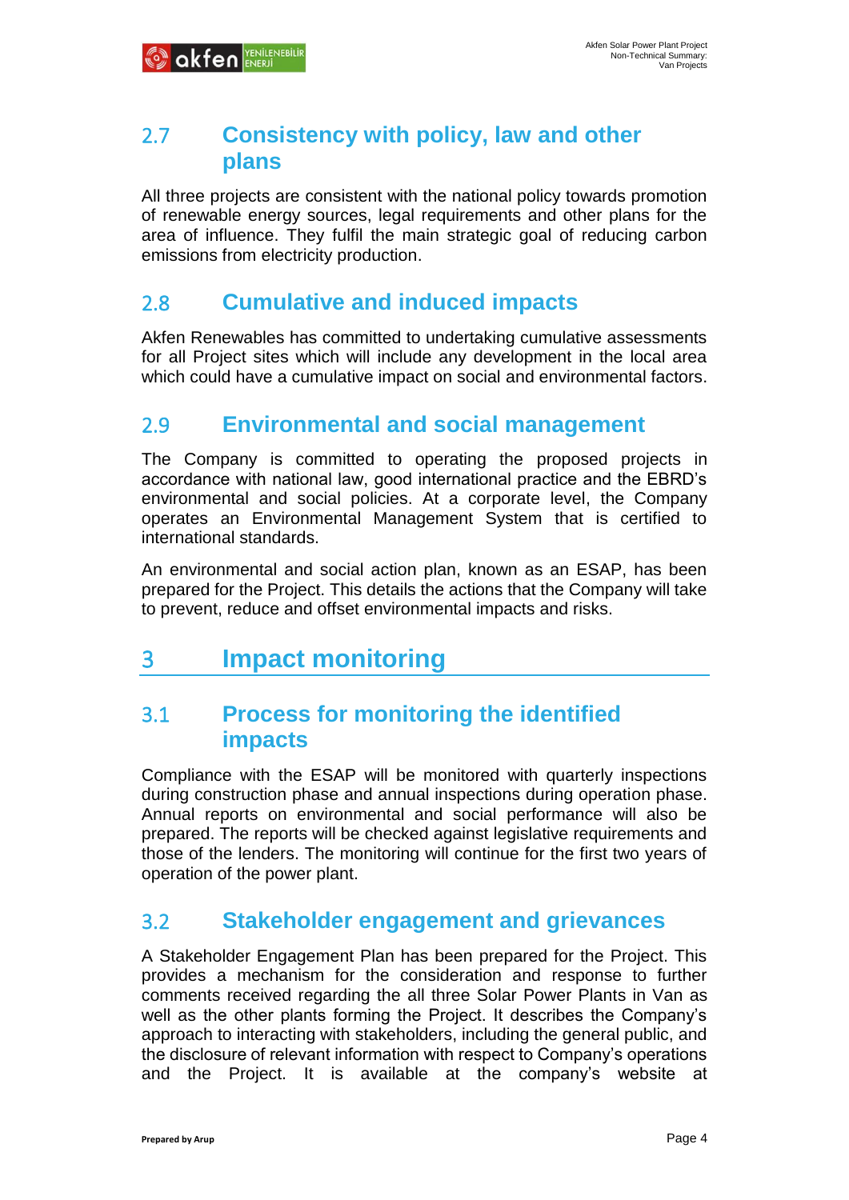## 2.7 Consistency with policy, law and other plans

All three projects are consistent with the national policy towards promotion of renewable energy sources, legal requirements and other plans for the area of influence. They fulfil the main strategic goal of reducing carbon emissions from electricity production.

## 2.8 Cumulative and induced impacts

Akfen Renewables has committed to undertaking cumulative assessments for all Project sites which will include any development in the local area which could have a cumulative impact on social and environmental factors.

## 2.9 Environmental and social management

The Company is committed to operating the proposed projects in accordance with national law, good international practice and the EBRD's environmental and social policies. At a corporate level, the Company operates an Environmental Management System that is certified to international standards.

An environmental and social action plan, known as an ESAP, has been prepared for the Project. This details the actions that the Company will take to prevent, reduce and offset environmental impacts and risks.

# 3 Impact monitoring

## 3.1 Process for monitoring the identified impacts

Compliance with the ESAP will be monitored with quarterly inspections during construction phase and annual inspections during operation phase. Annual reports on environmental and social performance will also be prepared. The reports will be checked against legislative requirements and those of the lenders. The monitoring will continue for the first two years of operation of the power plant.

## 3.2 Stakeholder engagement and grievances

A Stakeholder Engagement Plan has been prepared for the Project. This provides a mechanism for the consideration and response to further comments received regarding the all three Solar Power Plants in Van as well as the other plants forming the Project. It describes the Company's approach to interacting with stakeholders, including the general public, and the disclosure of relevant information with respect to Company's operations and the Project. It is available at the company's website at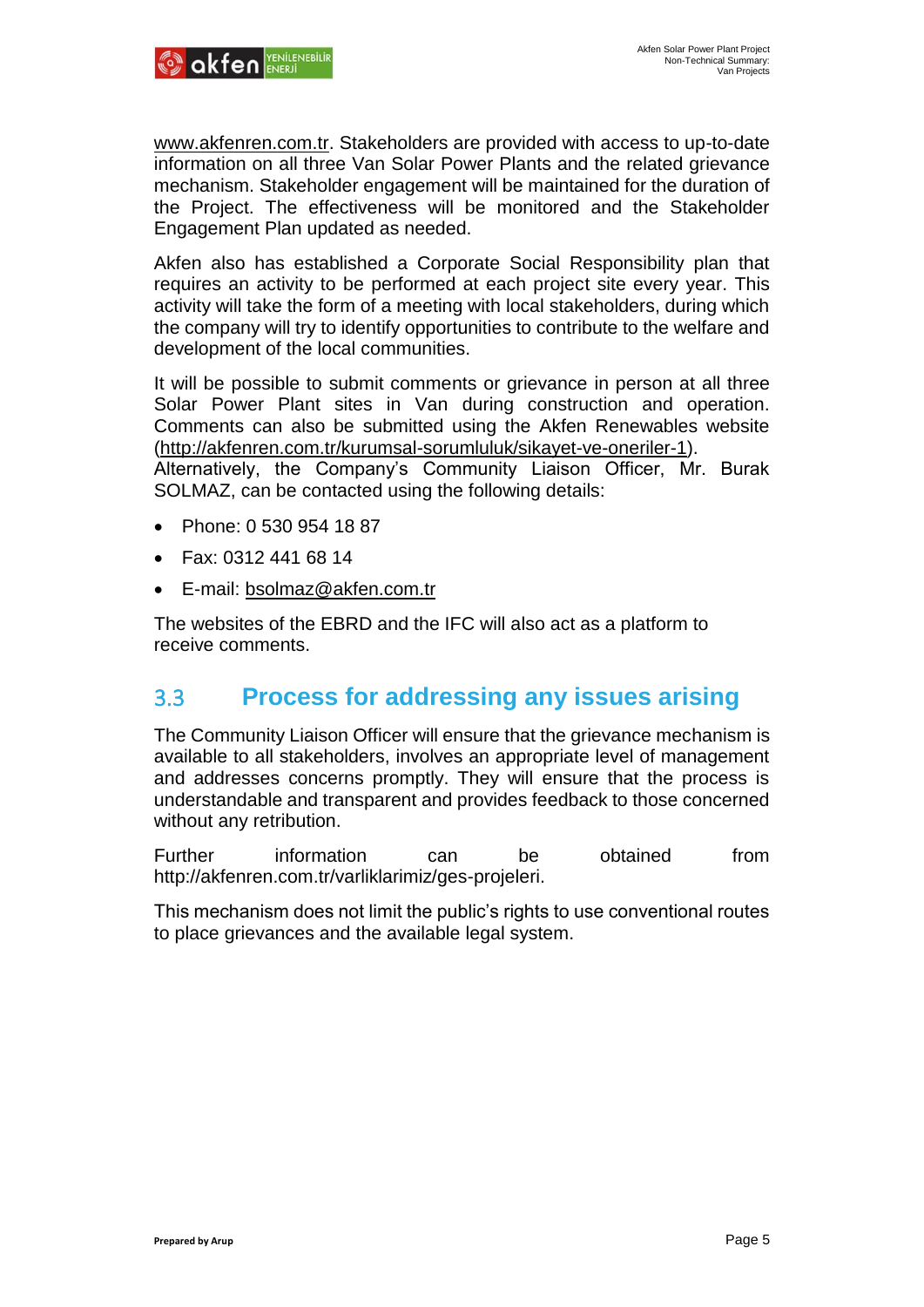www.akfenren.com.tr. Stakeholders are provided with access to up-to-date information on all three Van Solar Power Plants and the related grievance mechanism. Stakeholder engagement will be maintained for the duration of the Project. The effectiveness will be monitored and the Stakeholder Engagement Plan updated as needed.

Akfen also has established a Corporate Social Responsibility plan that requires an activity to be performed at each project site every year. This activity will take the form of a meeting with local stakeholders, during which the company will try to identify opportunities to contribute to the welfare and development of the local communities.

It will be possible to submit comments or grievance in person at all three Solar Power Plant sites in Van during construction and operation. Comments can also be submitted using the Akfen Renewables website (http://akfenren.com.tr/kurumsal-sorumluluk/sikayet-ve-oneriler-1). Alternatively, the Company's Community Liaison Officer, Mr. Burak SOLMAZ, can be contacted using the following details:

- Phone: 0 530 954 18 87
- Fax: 0312 441 68 14
- E-mail: bsolmaz@akfen.com.tr

The websites of the EBRD and the IFC will also act as a platform to receive comments.

## 3.3 Process for addressing any issues arising

The Community Liaison Officer will ensure that the grievance mechanism is available to all stakeholders, involves an appropriate level of management and addresses concerns promptly. They will ensure that the process is understandable and transparent and provides feedback to those concerned without any retribution.

Further information can be obtained from http://akfenren.com.tr/varliklarimiz/ges-projeleri.

This mechanism does not limit the public's rights to use conventional routes to place grievances and the available legal system.